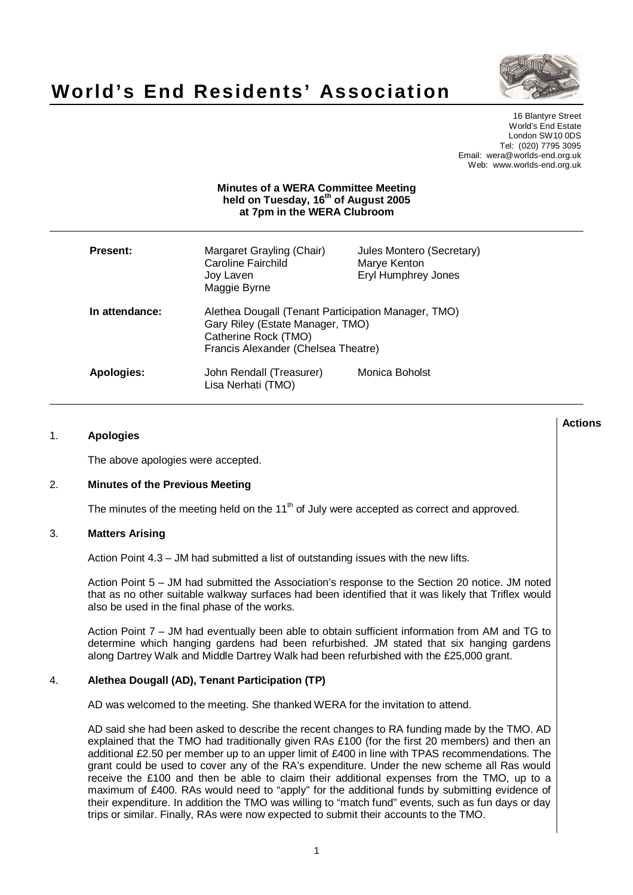# World's End Residents' Association

16 Blantyre Street
World's End Estate
London SW10 0DS
Tel: (020) 7795 3095
Email: wera@worlds-end.org.uk
Web: www.worlds-end.org.uk

**Minutes of a WERA Committee Meeting**
**held on Tuesday, 16th of August 2005**
**at 7pm in the WERA Clubroom**

| | | |
|---|---|---|
| **Present:** | Margaret Grayling (Chair) | Jules Montero (Secretary) |
| | Caroline Fairchild | Marye Kenton |
| | Joy Laven | Eryl Humphrey Jones |
| | Maggie Byrne | |
| **In attendance:** | Alethea Dougall (Tenant Participation Manager, TMO) | |
| | Gary Riley (Estate Manager, TMO) | |
| | Catherine Rock (TMO) | |
| | Francis Alexander (Chelsea Theatre) | |
| **Apologies:** | John Rendall (Treasurer) | Monica Boholst |
| | Lisa Nerhati (TMO) | |

**Actions**

## 1. Apologies

The above apologies were accepted.

## 2. Minutes of the Previous Meeting

The minutes of the meeting held on the 11th of July were accepted as correct and approved.

## 3. Matters Arising

Action Point 4.3 – JM had submitted a list of outstanding issues with the new lifts.

Action Point 5 – JM had submitted the Association's response to the Section 20 notice. JM noted that as no other suitable walkway surfaces had been identified that it was likely that Triflex would also be used in the final phase of the works.

Action Point 7 – JM had eventually been able to obtain sufficient information from AM and TG to determine which hanging gardens had been refurbished. JM stated that six hanging gardens along Dartrey Walk and Middle Dartrey Walk had been refurbished with the £25,000 grant.

## 4. Alethea Dougall (AD), Tenant Participation (TP)

AD was welcomed to the meeting. She thanked WERA for the invitation to attend.

AD said she had been asked to describe the recent changes to RA funding made by the TMO. AD explained that the TMO had traditionally given RAs £100 (for the first 20 members) and then an additional £2.50 per member up to an upper limit of £400 in line with TPAS recommendations. The grant could be used to cover any of the RA's expenditure. Under the new scheme all Ras would receive the £100 and then be able to claim their additional expenses from the TMO, up to a maximum of £400. RAs would need to "apply" for the additional funds by submitting evidence of their expenditure. In addition the TMO was willing to "match fund" events, such as fun days or day trips or similar. Finally, RAs were now expected to submit their accounts to the TMO.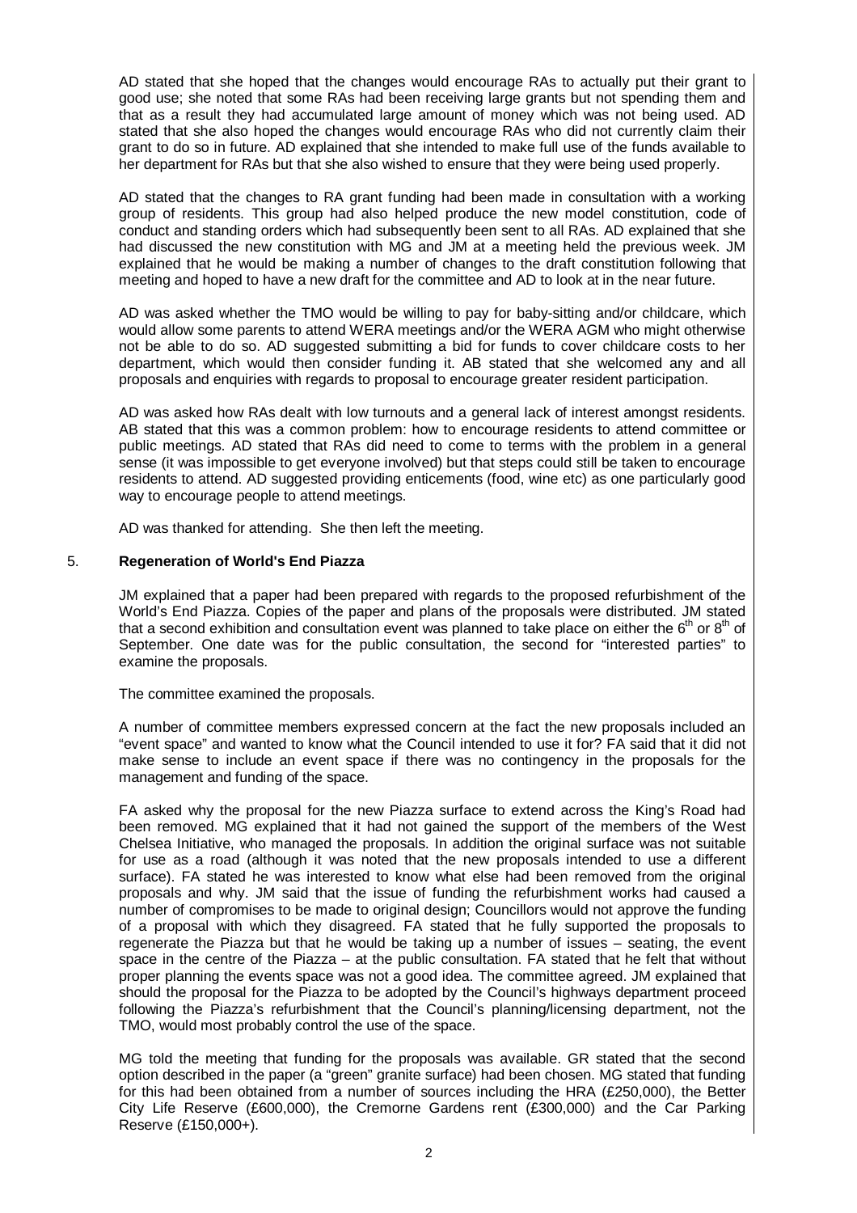AD stated that she hoped that the changes would encourage RAs to actually put their grant to good use; she noted that some RAs had been receiving large grants but not spending them and that as a result they had accumulated large amount of money which was not being used. AD stated that she also hoped the changes would encourage RAs who did not currently claim their grant to do so in future. AD explained that she intended to make full use of the funds available to her department for RAs but that she also wished to ensure that they were being used properly.

AD stated that the changes to RA grant funding had been made in consultation with a working group of residents. This group had also helped produce the new model constitution, code of conduct and standing orders which had subsequently been sent to all RAs. AD explained that she had discussed the new constitution with MG and JM at a meeting held the previous week. JM explained that he would be making a number of changes to the draft constitution following that meeting and hoped to have a new draft for the committee and AD to look at in the near future.

AD was asked whether the TMO would be willing to pay for baby-sitting and/or childcare, which would allow some parents to attend WERA meetings and/or the WERA AGM who might otherwise not be able to do so. AD suggested submitting a bid for funds to cover childcare costs to her department, which would then consider funding it. AB stated that she welcomed any and all proposals and enquiries with regards to proposal to encourage greater resident participation.

AD was asked how RAs dealt with low turnouts and a general lack of interest amongst residents. AB stated that this was a common problem: how to encourage residents to attend committee or public meetings. AD stated that RAs did need to come to terms with the problem in a general sense (it was impossible to get everyone involved) but that steps could still be taken to encourage residents to attend. AD suggested providing enticements (food, wine etc) as one particularly good way to encourage people to attend meetings.

AD was thanked for attending. She then left the meeting.

5. **Regeneration of World's End Piazza**

JM explained that a paper had been prepared with regards to the proposed refurbishment of the World's End Piazza. Copies of the paper and plans of the proposals were distributed. JM stated that a second exhibition and consultation event was planned to take place on either the 6th or 8th of September. One date was for the public consultation, the second for "interested parties" to examine the proposals.

The committee examined the proposals.

A number of committee members expressed concern at the fact the new proposals included an "event space" and wanted to know what the Council intended to use it for? FA said that it did not make sense to include an event space if there was no contingency in the proposals for the management and funding of the space.

FA asked why the proposal for the new Piazza surface to extend across the King's Road had been removed. MG explained that it had not gained the support of the members of the West Chelsea Initiative, who managed the proposals. In addition the original surface was not suitable for use as a road (although it was noted that the new proposals intended to use a different surface). FA stated he was interested to know what else had been removed from the original proposals and why. JM said that the issue of funding the refurbishment works had caused a number of compromises to be made to original design; Councillors would not approve the funding of a proposal with which they disagreed. FA stated that he fully supported the proposals to regenerate the Piazza but that he would be taking up a number of issues – seating, the event space in the centre of the Piazza – at the public consultation. FA stated that he felt that without proper planning the events space was not a good idea. The committee agreed. JM explained that should the proposal for the Piazza to be adopted by the Council's highways department proceed following the Piazza's refurbishment that the Council's planning/licensing department, not the TMO, would most probably control the use of the space.

MG told the meeting that funding for the proposals was available. GR stated that the second option described in the paper (a "green" granite surface) had been chosen. MG stated that funding for this had been obtained from a number of sources including the HRA (£250,000), the Better City Life Reserve (£600,000), the Cremorne Gardens rent (£300,000) and the Car Parking Reserve (£150,000+).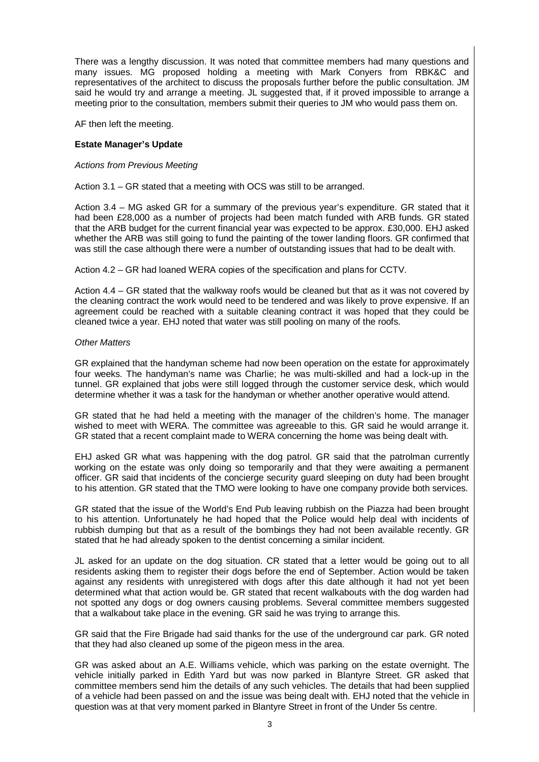There was a lengthy discussion. It was noted that committee members had many questions and many issues. MG proposed holding a meeting with Mark Conyers from RBK&C and representatives of the architect to discuss the proposals further before the public consultation. JM said he would try and arrange a meeting. JL suggested that, if it proved impossible to arrange a meeting prior to the consultation, members submit their queries to JM who would pass them on.

AF then left the meeting.

**Estate Manager's Update**

*Actions from Previous Meeting*

Action 3.1 – GR stated that a meeting with OCS was still to be arranged.

Action 3.4 – MG asked GR for a summary of the previous year's expenditure. GR stated that it had been £28,000 as a number of projects had been match funded with ARB funds. GR stated that the ARB budget for the current financial year was expected to be approx. £30,000. EHJ asked whether the ARB was still going to fund the painting of the tower landing floors. GR confirmed that was still the case although there were a number of outstanding issues that had to be dealt with.

Action 4.2 – GR had loaned WERA copies of the specification and plans for CCTV.

Action 4.4 – GR stated that the walkway roofs would be cleaned but that as it was not covered by the cleaning contract the work would need to be tendered and was likely to prove expensive. If an agreement could be reached with a suitable cleaning contract it was hoped that they could be cleaned twice a year. EHJ noted that water was still pooling on many of the roofs.

*Other Matters*

GR explained that the handyman scheme had now been operation on the estate for approximately four weeks. The handyman's name was Charlie; he was multi-skilled and had a lock-up in the tunnel. GR explained that jobs were still logged through the customer service desk, which would determine whether it was a task for the handyman or whether another operative would attend.

GR stated that he had held a meeting with the manager of the children's home. The manager wished to meet with WERA. The committee was agreeable to this. GR said he would arrange it. GR stated that a recent complaint made to WERA concerning the home was being dealt with.

EHJ asked GR what was happening with the dog patrol. GR said that the patrolman currently working on the estate was only doing so temporarily and that they were awaiting a permanent officer. GR said that incidents of the concierge security guard sleeping on duty had been brought to his attention. GR stated that the TMO were looking to have one company provide both services.

GR stated that the issue of the World's End Pub leaving rubbish on the Piazza had been brought to his attention. Unfortunately he had hoped that the Police would help deal with incidents of rubbish dumping but that as a result of the bombings they had not been available recently. GR stated that he had already spoken to the dentist concerning a similar incident.

JL asked for an update on the dog situation. CR stated that a letter would be going out to all residents asking them to register their dogs before the end of September. Action would be taken against any residents with unregistered with dogs after this date although it had not yet been determined what that action would be. GR stated that recent walkabouts with the dog warden had not spotted any dogs or dog owners causing problems. Several committee members suggested that a walkabout take place in the evening. GR said he was trying to arrange this.

GR said that the Fire Brigade had said thanks for the use of the underground car park. GR noted that they had also cleaned up some of the pigeon mess in the area.

GR was asked about an A.E. Williams vehicle, which was parking on the estate overnight. The vehicle initially parked in Edith Yard but was now parked in Blantyre Street. GR asked that committee members send him the details of any such vehicles. The details that had been supplied of a vehicle had been passed on and the issue was being dealt with. EHJ noted that the vehicle in question was at that very moment parked in Blantyre Street in front of the Under 5s centre.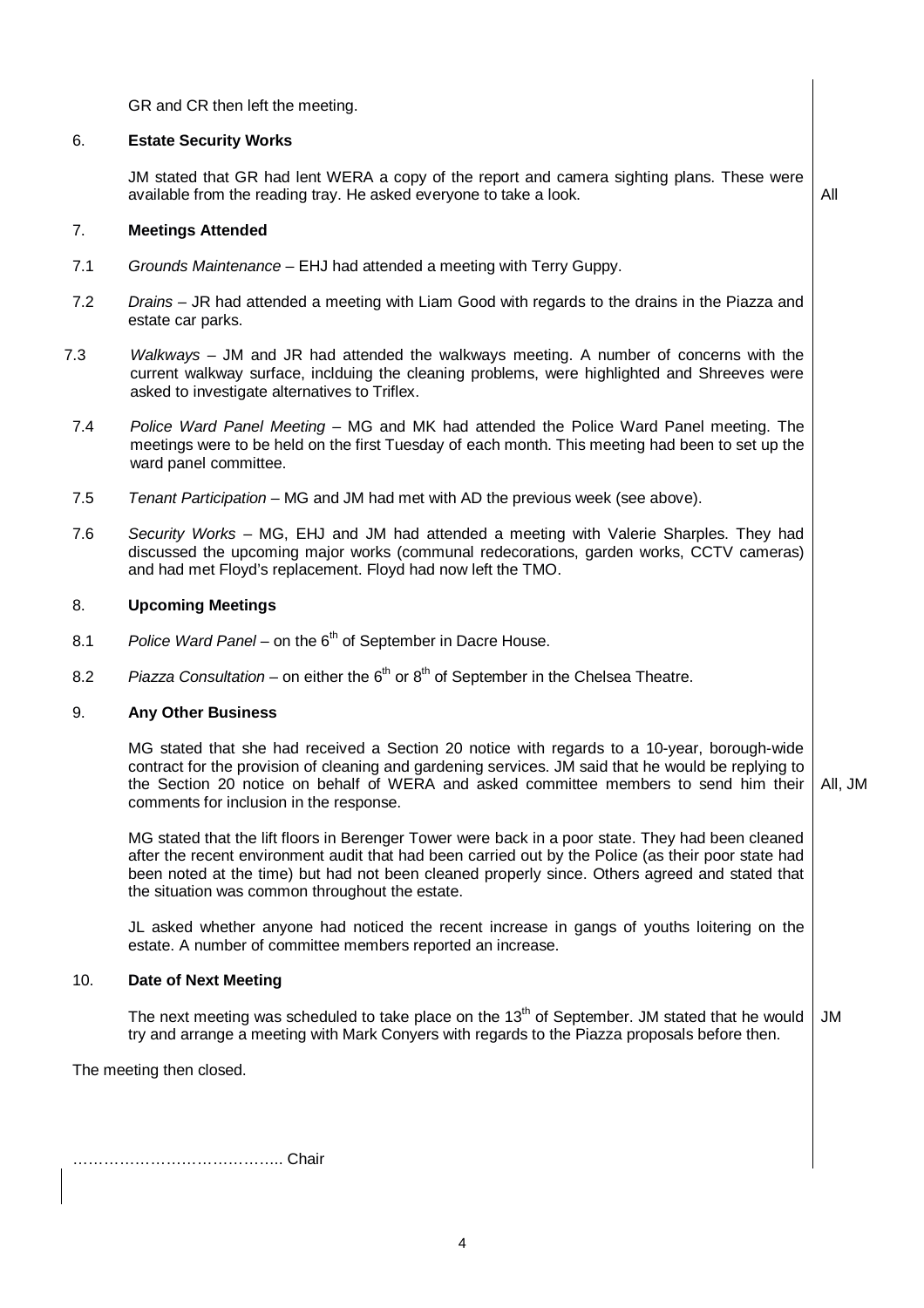GR and CR then left the meeting.

## 6. Estate Security Works

JM stated that GR had lent WERA a copy of the report and camera sighting plans. These were available from the reading tray. He asked everyone to take a look. **All**

## 7. Meetings Attended

7.1 *Grounds Maintenance* – EHJ had attended a meeting with Terry Guppy.

7.2 *Drains* – JR had attended a meeting with Liam Good with regards to the drains in the Piazza and estate car parks.

7.3 *Walkways* – JM and JR had attended the walkways meeting. A number of concerns with the current walkway surface, inclduing the cleaning problems, were highlighted and Shreeves were asked to investigate alternatives to Triflex.

7.4 *Police Ward Panel Meeting* – MG and MK had attended the Police Ward Panel meeting. The meetings were to be held on the first Tuesday of each month. This meeting had been to set up the ward panel committee.

7.5 *Tenant Participation* – MG and JM had met with AD the previous week (see above).

7.6 *Security Works* – MG, EHJ and JM had attended a meeting with Valerie Sharples. They had discussed the upcoming major works (communal redecorations, garden works, CCTV cameras) and had met Floyd's replacement. Floyd had now left the TMO.

## 8. Upcoming Meetings

8.1 *Police Ward Panel* – on the 6th of September in Dacre House.

8.2 *Piazza Consultation* – on either the 6th or 8th of September in the Chelsea Theatre.

## 9. Any Other Business

MG stated that she had received a Section 20 notice with regards to a 10-year, borough-wide contract for the provision of cleaning and gardening services. JM said that he would be replying to the Section 20 notice on behalf of WERA and asked committee members to send him their comments for inclusion in the response. **All, JM**

MG stated that the lift floors in Berenger Tower were back in a poor state. They had been cleaned after the recent environment audit that had been carried out by the Police (as their poor state had been noted at the time) but had not been cleaned properly since. Others agreed and stated that the situation was common throughout the estate.

JL asked whether anyone had noticed the recent increase in gangs of youths loitering on the estate. A number of committee members reported an increase.

## 10. Date of Next Meeting

The next meeting was scheduled to take place on the 13th of September. JM stated that he would try and arrange a meeting with Mark Conyers with regards to the Piazza proposals before then. **JM**

The meeting then closed.

………………………………….. Chair